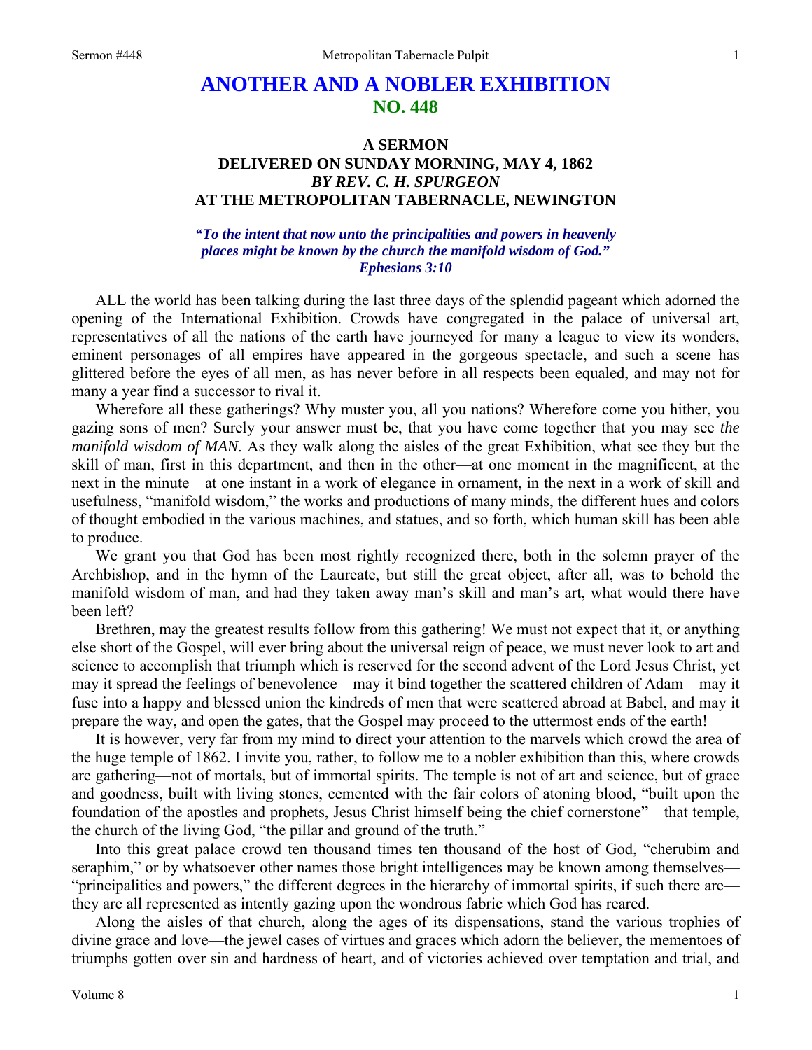# ANOTHER AND A NOBLER EXHIBITION
## NO. 448

### A SERMON
### DELIVERED ON SUNDAY MORNING, MAY 4, 1862
### *BY REV. C. H. SPURGEON*
### AT THE METROPOLITAN TABERNACLE, NEWINGTON

***"To the intent that now unto the principalities and powers in heavenly places might be known by the church the manifold wisdom of God." Ephesians 3:10***

ALL the world has been talking during the last three days of the splendid pageant which adorned the opening of the International Exhibition. Crowds have congregated in the palace of universal art, representatives of all the nations of the earth have journeyed for many a league to view its wonders, eminent personages of all empires have appeared in the gorgeous spectacle, and such a scene has glittered before the eyes of all men, as has never before in all respects been equaled, and may not for many a year find a successor to rival it.

Wherefore all these gatherings? Why muster you, all you nations? Wherefore come you hither, you gazing sons of men? Surely your answer must be, that you have come together that you may see *the manifold wisdom of MAN*. As they walk along the aisles of the great Exhibition, what see they but the skill of man, first in this department, and then in the other—at one moment in the magnificent, at the next in the minute—at one instant in a work of elegance in ornament, in the next in a work of skill and usefulness, "manifold wisdom," the works and productions of many minds, the different hues and colors of thought embodied in the various machines, and statues, and so forth, which human skill has been able to produce.

We grant you that God has been most rightly recognized there, both in the solemn prayer of the Archbishop, and in the hymn of the Laureate, but still the great object, after all, was to behold the manifold wisdom of man, and had they taken away man's skill and man's art, what would there have been left?

Brethren, may the greatest results follow from this gathering! We must not expect that it, or anything else short of the Gospel, will ever bring about the universal reign of peace, we must never look to art and science to accomplish that triumph which is reserved for the second advent of the Lord Jesus Christ, yet may it spread the feelings of benevolence—may it bind together the scattered children of Adam—may it fuse into a happy and blessed union the kindreds of men that were scattered abroad at Babel, and may it prepare the way, and open the gates, that the Gospel may proceed to the uttermost ends of the earth!

It is however, very far from my mind to direct your attention to the marvels which crowd the area of the huge temple of 1862. I invite you, rather, to follow me to a nobler exhibition than this, where crowds are gathering—not of mortals, but of immortal spirits. The temple is not of art and science, but of grace and goodness, built with living stones, cemented with the fair colors of atoning blood, "built upon the foundation of the apostles and prophets, Jesus Christ himself being the chief cornerstone"—that temple, the church of the living God, "the pillar and ground of the truth."

Into this great palace crowd ten thousand times ten thousand of the host of God, "cherubim and seraphim," or by whatsoever other names those bright intelligences may be known among themselves—"principalities and powers," the different degrees in the hierarchy of immortal spirits, if such there are—they are all represented as intently gazing upon the wondrous fabric which God has reared.

Along the aisles of that church, along the ages of its dispensations, stand the various trophies of divine grace and love—the jewel cases of virtues and graces which adorn the believer, the mementoes of triumphs gotten over sin and hardness of heart, and of victories achieved over temptation and trial, and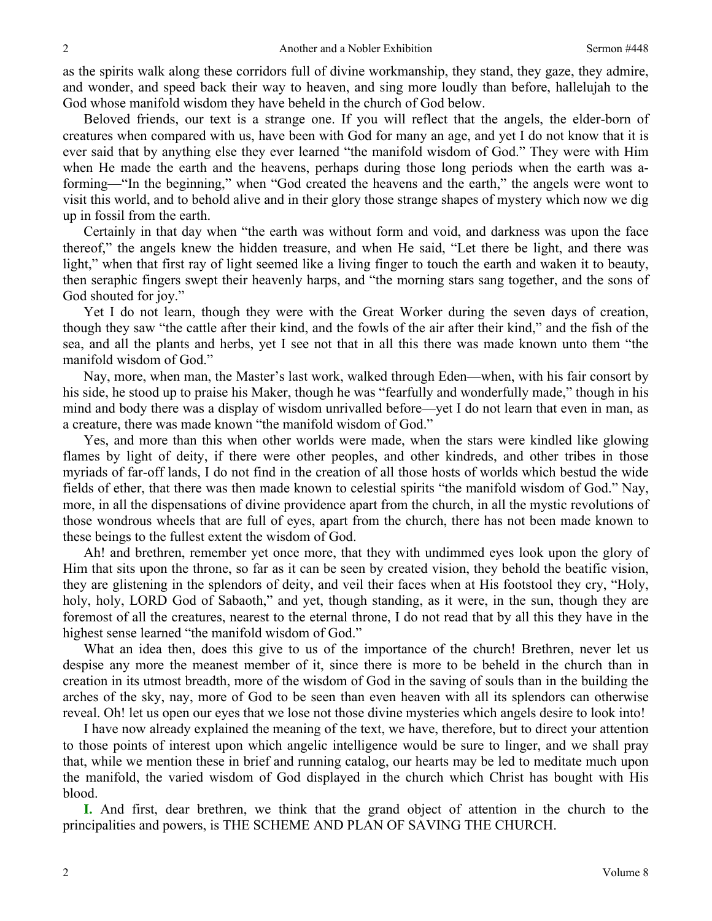as the spirits walk along these corridors full of divine workmanship, they stand, they gaze, they admire, and wonder, and speed back their way to heaven, and sing more loudly than before, hallelujah to the God whose manifold wisdom they have beheld in the church of God below.

Beloved friends, our text is a strange one. If you will reflect that the angels, the elder-born of creatures when compared with us, have been with God for many an age, and yet I do not know that it is ever said that by anything else they ever learned "the manifold wisdom of God." They were with Him when He made the earth and the heavens, perhaps during those long periods when the earth was a-forming—"In the beginning," when "God created the heavens and the earth," the angels were wont to visit this world, and to behold alive and in their glory those strange shapes of mystery which now we dig up in fossil from the earth.

Certainly in that day when "the earth was without form and void, and darkness was upon the face thereof," the angels knew the hidden treasure, and when He said, "Let there be light, and there was light," when that first ray of light seemed like a living finger to touch the earth and waken it to beauty, then seraphic fingers swept their heavenly harps, and "the morning stars sang together, and the sons of God shouted for joy."

Yet I do not learn, though they were with the Great Worker during the seven days of creation, though they saw "the cattle after their kind, and the fowls of the air after their kind," and the fish of the sea, and all the plants and herbs, yet I see not that in all this there was made known unto them "the manifold wisdom of God."

Nay, more, when man, the Master's last work, walked through Eden—when, with his fair consort by his side, he stood up to praise his Maker, though he was "fearfully and wonderfully made," though in his mind and body there was a display of wisdom unrivalled before—yet I do not learn that even in man, as a creature, there was made known "the manifold wisdom of God."

Yes, and more than this when other worlds were made, when the stars were kindled like glowing flames by light of deity, if there were other peoples, and other kindreds, and other tribes in those myriads of far-off lands, I do not find in the creation of all those hosts of worlds which bestud the wide fields of ether, that there was then made known to celestial spirits "the manifold wisdom of God." Nay, more, in all the dispensations of divine providence apart from the church, in all the mystic revolutions of those wondrous wheels that are full of eyes, apart from the church, there has not been made known to these beings to the fullest extent the wisdom of God.

Ah! and brethren, remember yet once more, that they with undimmed eyes look upon the glory of Him that sits upon the throne, so far as it can be seen by created vision, they behold the beatific vision, they are glistening in the splendors of deity, and veil their faces when at His footstool they cry, "Holy, holy, holy, LORD God of Sabaoth," and yet, though standing, as it were, in the sun, though they are foremost of all the creatures, nearest to the eternal throne, I do not read that by all this they have in the highest sense learned "the manifold wisdom of God."

What an idea then, does this give to us of the importance of the church! Brethren, never let us despise any more the meanest member of it, since there is more to be beheld in the church than in creation in its utmost breadth, more of the wisdom of God in the saving of souls than in the building the arches of the sky, nay, more of God to be seen than even heaven with all its splendors can otherwise reveal. Oh! let us open our eyes that we lose not those divine mysteries which angels desire to look into!

I have now already explained the meaning of the text, we have, therefore, but to direct your attention to those points of interest upon which angelic intelligence would be sure to linger, and we shall pray that, while we mention these in brief and running catalog, our hearts may be led to meditate much upon the manifold, the varied wisdom of God displayed in the church which Christ has bought with His blood.

**I.** And first, dear brethren, we think that the grand object of attention in the church to the principalities and powers, is THE SCHEME AND PLAN OF SAVING THE CHURCH.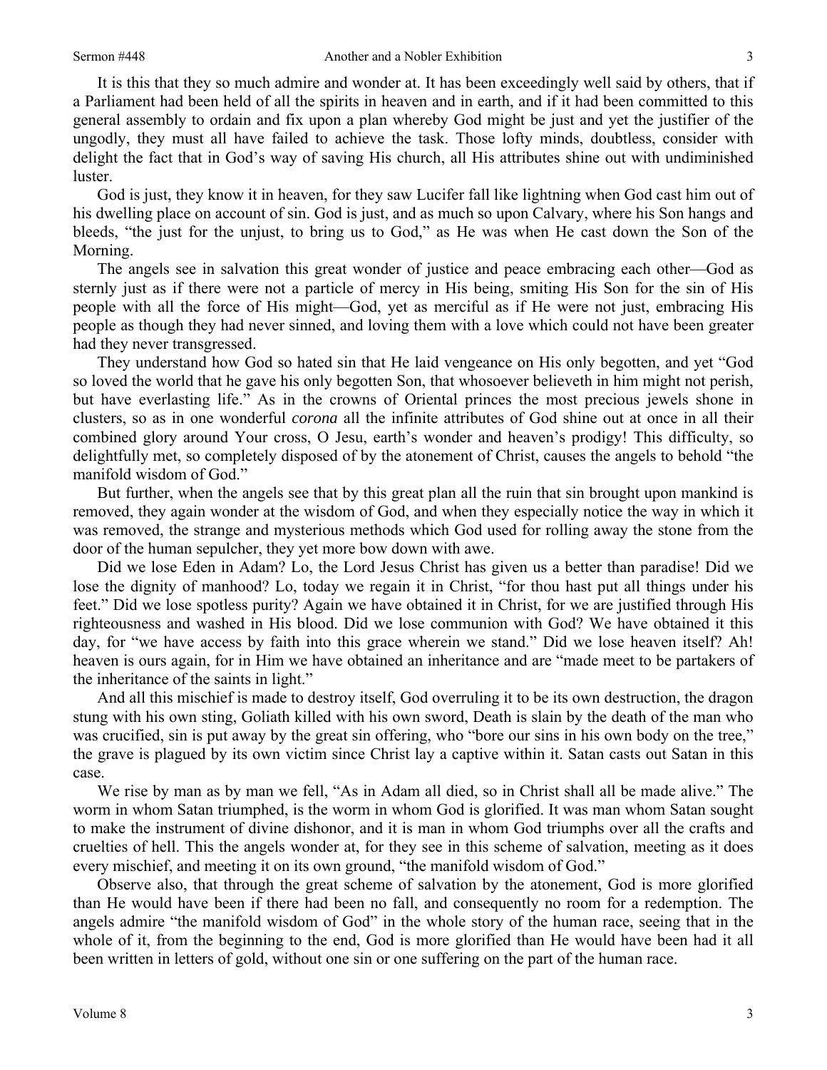It is this that they so much admire and wonder at. It has been exceedingly well said by others, that if a Parliament had been held of all the spirits in heaven and in earth, and if it had been committed to this general assembly to ordain and fix upon a plan whereby God might be just and yet the justifier of the ungodly, they must all have failed to achieve the task. Those lofty minds, doubtless, consider with delight the fact that in God's way of saving His church, all His attributes shine out with undiminished luster.

God is just, they know it in heaven, for they saw Lucifer fall like lightning when God cast him out of his dwelling place on account of sin. God is just, and as much so upon Calvary, where his Son hangs and bleeds, "the just for the unjust, to bring us to God," as He was when He cast down the Son of the Morning.

The angels see in salvation this great wonder of justice and peace embracing each other—God as sternly just as if there were not a particle of mercy in His being, smiting His Son for the sin of His people with all the force of His might—God, yet as merciful as if He were not just, embracing His people as though they had never sinned, and loving them with a love which could not have been greater had they never transgressed.

They understand how God so hated sin that He laid vengeance on His only begotten, and yet "God so loved the world that he gave his only begotten Son, that whosoever believeth in him might not perish, but have everlasting life." As in the crowns of Oriental princes the most precious jewels shone in clusters, so as in one wonderful *corona* all the infinite attributes of God shine out at once in all their combined glory around Your cross, O Jesu, earth's wonder and heaven's prodigy! This difficulty, so delightfully met, so completely disposed of by the atonement of Christ, causes the angels to behold "the manifold wisdom of God."

But further, when the angels see that by this great plan all the ruin that sin brought upon mankind is removed, they again wonder at the wisdom of God, and when they especially notice the way in which it was removed, the strange and mysterious methods which God used for rolling away the stone from the door of the human sepulcher, they yet more bow down with awe.

Did we lose Eden in Adam? Lo, the Lord Jesus Christ has given us a better than paradise! Did we lose the dignity of manhood? Lo, today we regain it in Christ, "for thou hast put all things under his feet." Did we lose spotless purity? Again we have obtained it in Christ, for we are justified through His righteousness and washed in His blood. Did we lose communion with God? We have obtained it this day, for "we have access by faith into this grace wherein we stand." Did we lose heaven itself? Ah! heaven is ours again, for in Him we have obtained an inheritance and are "made meet to be partakers of the inheritance of the saints in light."

And all this mischief is made to destroy itself, God overruling it to be its own destruction, the dragon stung with his own sting, Goliath killed with his own sword, Death is slain by the death of the man who was crucified, sin is put away by the great sin offering, who "bore our sins in his own body on the tree," the grave is plagued by its own victim since Christ lay a captive within it. Satan casts out Satan in this case.

We rise by man as by man we fell, "As in Adam all died, so in Christ shall all be made alive." The worm in whom Satan triumphed, is the worm in whom God is glorified. It was man whom Satan sought to make the instrument of divine dishonor, and it is man in whom God triumphs over all the crafts and cruelties of hell. This the angels wonder at, for they see in this scheme of salvation, meeting as it does every mischief, and meeting it on its own ground, "the manifold wisdom of God."

Observe also, that through the great scheme of salvation by the atonement, God is more glorified than He would have been if there had been no fall, and consequently no room for a redemption. The angels admire "the manifold wisdom of God" in the whole story of the human race, seeing that in the whole of it, from the beginning to the end, God is more glorified than He would have been had it all been written in letters of gold, without one sin or one suffering on the part of the human race.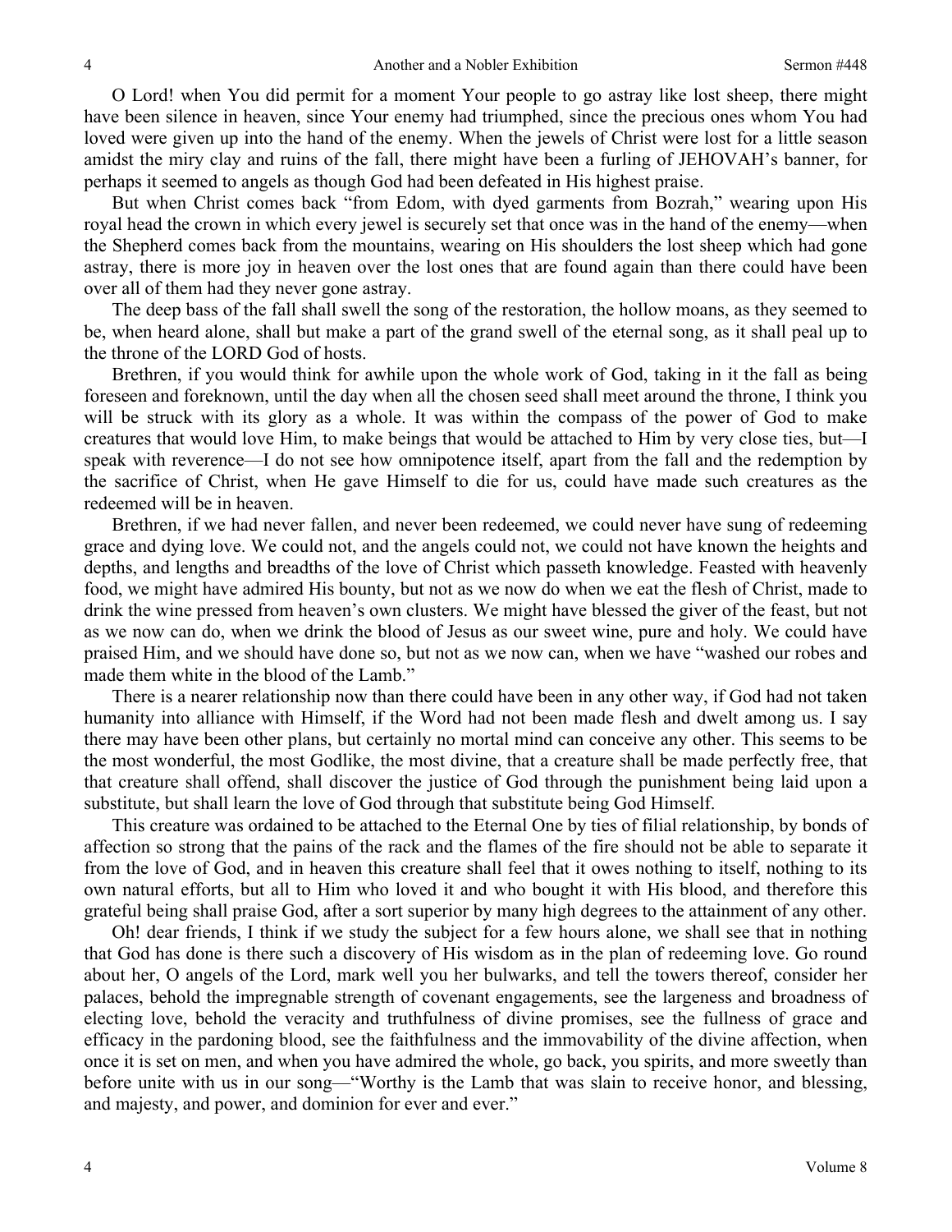O Lord! when You did permit for a moment Your people to go astray like lost sheep, there might have been silence in heaven, since Your enemy had triumphed, since the precious ones whom You had loved were given up into the hand of the enemy. When the jewels of Christ were lost for a little season amidst the miry clay and ruins of the fall, there might have been a furling of JEHOVAH's banner, for perhaps it seemed to angels as though God had been defeated in His highest praise.

But when Christ comes back "from Edom, with dyed garments from Bozrah," wearing upon His royal head the crown in which every jewel is securely set that once was in the hand of the enemy—when the Shepherd comes back from the mountains, wearing on His shoulders the lost sheep which had gone astray, there is more joy in heaven over the lost ones that are found again than there could have been over all of them had they never gone astray.

The deep bass of the fall shall swell the song of the restoration, the hollow moans, as they seemed to be, when heard alone, shall but make a part of the grand swell of the eternal song, as it shall peal up to the throne of the LORD God of hosts.

Brethren, if you would think for awhile upon the whole work of God, taking in it the fall as being foreseen and foreknown, until the day when all the chosen seed shall meet around the throne, I think you will be struck with its glory as a whole. It was within the compass of the power of God to make creatures that would love Him, to make beings that would be attached to Him by very close ties, but—I speak with reverence—I do not see how omnipotence itself, apart from the fall and the redemption by the sacrifice of Christ, when He gave Himself to die for us, could have made such creatures as the redeemed will be in heaven.

Brethren, if we had never fallen, and never been redeemed, we could never have sung of redeeming grace and dying love. We could not, and the angels could not, we could not have known the heights and depths, and lengths and breadths of the love of Christ which passeth knowledge. Feasted with heavenly food, we might have admired His bounty, but not as we now do when we eat the flesh of Christ, made to drink the wine pressed from heaven's own clusters. We might have blessed the giver of the feast, but not as we now can do, when we drink the blood of Jesus as our sweet wine, pure and holy. We could have praised Him, and we should have done so, but not as we now can, when we have "washed our robes and made them white in the blood of the Lamb."

There is a nearer relationship now than there could have been in any other way, if God had not taken humanity into alliance with Himself, if the Word had not been made flesh and dwelt among us. I say there may have been other plans, but certainly no mortal mind can conceive any other. This seems to be the most wonderful, the most Godlike, the most divine, that a creature shall be made perfectly free, that that creature shall offend, shall discover the justice of God through the punishment being laid upon a substitute, but shall learn the love of God through that substitute being God Himself.

This creature was ordained to be attached to the Eternal One by ties of filial relationship, by bonds of affection so strong that the pains of the rack and the flames of the fire should not be able to separate it from the love of God, and in heaven this creature shall feel that it owes nothing to itself, nothing to its own natural efforts, but all to Him who loved it and who bought it with His blood, and therefore this grateful being shall praise God, after a sort superior by many high degrees to the attainment of any other.

Oh! dear friends, I think if we study the subject for a few hours alone, we shall see that in nothing that God has done is there such a discovery of His wisdom as in the plan of redeeming love. Go round about her, O angels of the Lord, mark well you her bulwarks, and tell the towers thereof, consider her palaces, behold the impregnable strength of covenant engagements, see the largeness and broadness of electing love, behold the veracity and truthfulness of divine promises, see the fullness of grace and efficacy in the pardoning blood, see the faithfulness and the immovability of the divine affection, when once it is set on men, and when you have admired the whole, go back, you spirits, and more sweetly than before unite with us in our song—"Worthy is the Lamb that was slain to receive honor, and blessing, and majesty, and power, and dominion for ever and ever."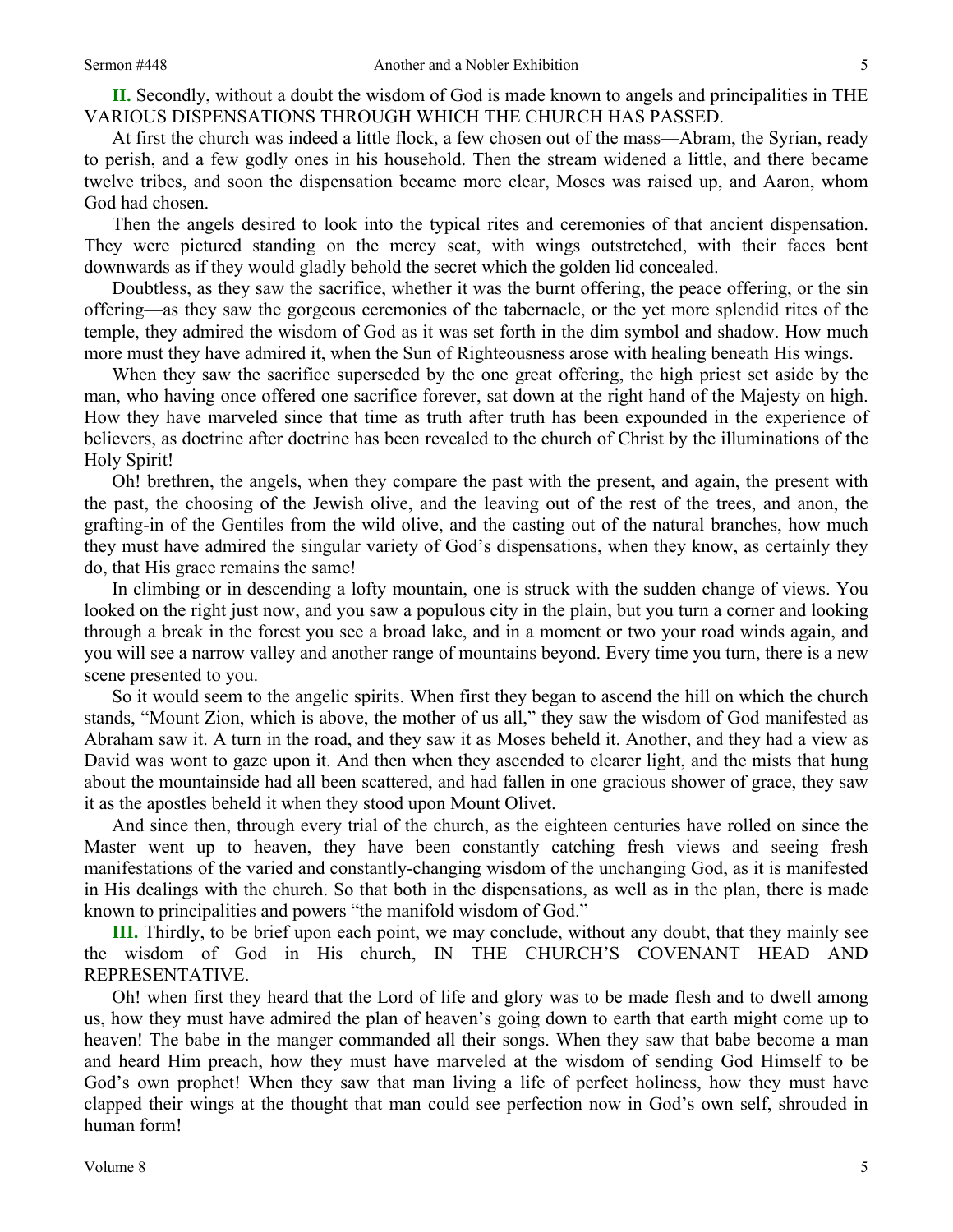**II.** Secondly, without a doubt the wisdom of God is made known to angels and principalities in THE VARIOUS DISPENSATIONS THROUGH WHICH THE CHURCH HAS PASSED.

At first the church was indeed a little flock, a few chosen out of the mass—Abram, the Syrian, ready to perish, and a few godly ones in his household. Then the stream widened a little, and there became twelve tribes, and soon the dispensation became more clear, Moses was raised up, and Aaron, whom God had chosen.

Then the angels desired to look into the typical rites and ceremonies of that ancient dispensation. They were pictured standing on the mercy seat, with wings outstretched, with their faces bent downwards as if they would gladly behold the secret which the golden lid concealed.

Doubtless, as they saw the sacrifice, whether it was the burnt offering, the peace offering, or the sin offering—as they saw the gorgeous ceremonies of the tabernacle, or the yet more splendid rites of the temple, they admired the wisdom of God as it was set forth in the dim symbol and shadow. How much more must they have admired it, when the Sun of Righteousness arose with healing beneath His wings.

When they saw the sacrifice superseded by the one great offering, the high priest set aside by the man, who having once offered one sacrifice forever, sat down at the right hand of the Majesty on high. How they have marveled since that time as truth after truth has been expounded in the experience of believers, as doctrine after doctrine has been revealed to the church of Christ by the illuminations of the Holy Spirit!

Oh! brethren, the angels, when they compare the past with the present, and again, the present with the past, the choosing of the Jewish olive, and the leaving out of the rest of the trees, and anon, the grafting-in of the Gentiles from the wild olive, and the casting out of the natural branches, how much they must have admired the singular variety of God's dispensations, when they know, as certainly they do, that His grace remains the same!

In climbing or in descending a lofty mountain, one is struck with the sudden change of views. You looked on the right just now, and you saw a populous city in the plain, but you turn a corner and looking through a break in the forest you see a broad lake, and in a moment or two your road winds again, and you will see a narrow valley and another range of mountains beyond. Every time you turn, there is a new scene presented to you.

So it would seem to the angelic spirits. When first they began to ascend the hill on which the church stands, "Mount Zion, which is above, the mother of us all," they saw the wisdom of God manifested as Abraham saw it. A turn in the road, and they saw it as Moses beheld it. Another, and they had a view as David was wont to gaze upon it. And then when they ascended to clearer light, and the mists that hung about the mountainside had all been scattered, and had fallen in one gracious shower of grace, they saw it as the apostles beheld it when they stood upon Mount Olivet.

And since then, through every trial of the church, as the eighteen centuries have rolled on since the Master went up to heaven, they have been constantly catching fresh views and seeing fresh manifestations of the varied and constantly-changing wisdom of the unchanging God, as it is manifested in His dealings with the church. So that both in the dispensations, as well as in the plan, there is made known to principalities and powers "the manifold wisdom of God."

**III.** Thirdly, to be brief upon each point, we may conclude, without any doubt, that they mainly see the wisdom of God in His church, IN THE CHURCH'S COVENANT HEAD AND REPRESENTATIVE.

Oh! when first they heard that the Lord of life and glory was to be made flesh and to dwell among us, how they must have admired the plan of heaven's going down to earth that earth might come up to heaven! The babe in the manger commanded all their songs. When they saw that babe become a man and heard Him preach, how they must have marveled at the wisdom of sending God Himself to be God's own prophet! When they saw that man living a life of perfect holiness, how they must have clapped their wings at the thought that man could see perfection now in God's own self, shrouded in human form!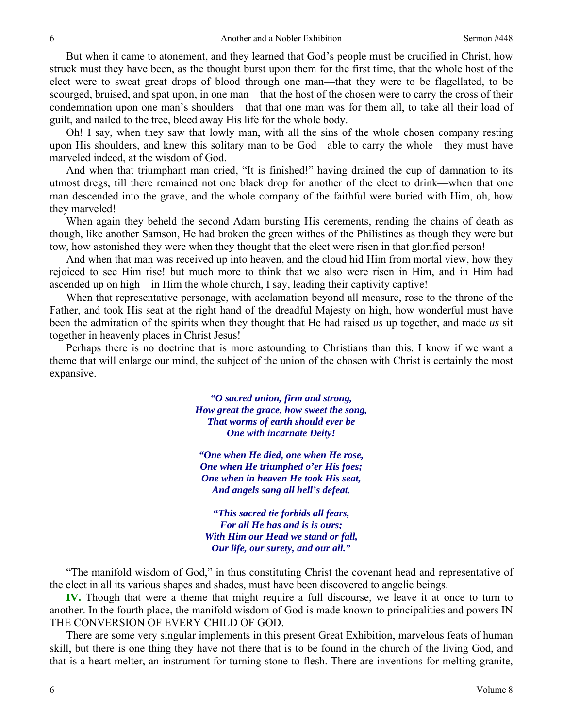But when it came to atonement, and they learned that God's people must be crucified in Christ, how struck must they have been, as the thought burst upon them for the first time, that the whole host of the elect were to sweat great drops of blood through one man—that they were to be flagellated, to be scourged, bruised, and spat upon, in one man—that the host of the chosen were to carry the cross of their condemnation upon one man's shoulders—that that one man was for them all, to take all their load of guilt, and nailed to the tree, bleed away His life for the whole body.

Oh! I say, when they saw that lowly man, with all the sins of the whole chosen company resting upon His shoulders, and knew this solitary man to be God—able to carry the whole—they must have marveled indeed, at the wisdom of God.

And when that triumphant man cried, "It is finished!" having drained the cup of damnation to its utmost dregs, till there remained not one black drop for another of the elect to drink—when that one man descended into the grave, and the whole company of the faithful were buried with Him, oh, how they marveled!

When again they beheld the second Adam bursting His cerements, rending the chains of death as though, like another Samson, He had broken the green withes of the Philistines as though they were but tow, how astonished they were when they thought that the elect were risen in that glorified person!

And when that man was received up into heaven, and the cloud hid Him from mortal view, how they rejoiced to see Him rise! but much more to think that we also were risen in Him, and in Him had ascended up on high—in Him the whole church, I say, leading their captivity captive!

When that representative personage, with acclamation beyond all measure, rose to the throne of the Father, and took His seat at the right hand of the dreadful Majesty on high, how wonderful must have been the admiration of the spirits when they thought that He had raised *us* up together, and made *us* sit together in heavenly places in Christ Jesus!

Perhaps there is no doctrine that is more astounding to Christians than this. I know if we want a theme that will enlarge our mind, the subject of the union of the chosen with Christ is certainly the most expansive.

> ***"O sacred union, firm and strong,***
> ***How great the grace, how sweet the song,***
> ***That worms of earth should ever be***
> ***One with incarnate Deity!***
>
> ***"One when He died, one when He rose,***
> ***One when He triumphed o'er His foes;***
> ***One when in heaven He took His seat,***
> ***And angels sang all hell's defeat.***
>
> ***"This sacred tie forbids all fears,***
> ***For all He has and is is ours;***
> ***With Him our Head we stand or fall,***
> ***Our life, our surety, and our all."***

"The manifold wisdom of God," in thus constituting Christ the covenant head and representative of the elect in all its various shapes and shades, must have been discovered to angelic beings.

**IV.** Though that were a theme that might require a full discourse, we leave it at once to turn to another. In the fourth place, the manifold wisdom of God is made known to principalities and powers IN THE CONVERSION OF EVERY CHILD OF GOD.

There are some very singular implements in this present Great Exhibition, marvelous feats of human skill, but there is one thing they have not there that is to be found in the church of the living God, and that is a heart-melter, an instrument for turning stone to flesh. There are inventions for melting granite,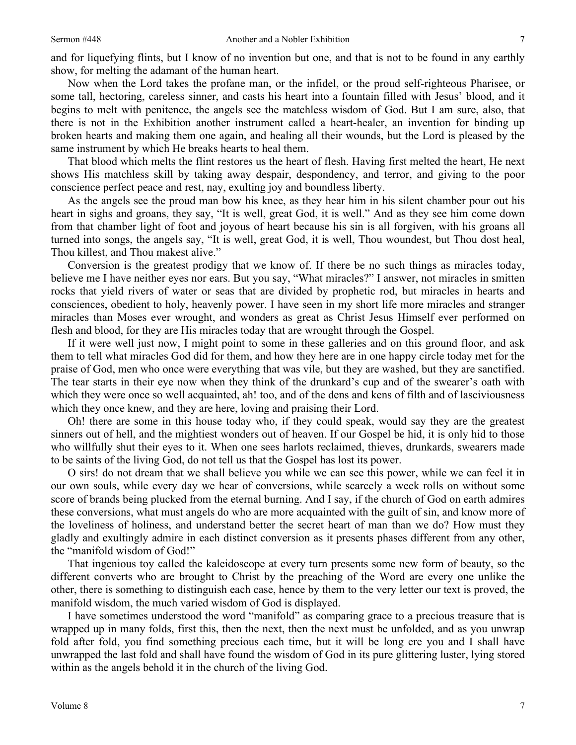and for liquefying flints, but I know of no invention but one, and that is not to be found in any earthly show, for melting the adamant of the human heart.

Now when the Lord takes the profane man, or the infidel, or the proud self-righteous Pharisee, or some tall, hectoring, careless sinner, and casts his heart into a fountain filled with Jesus' blood, and it begins to melt with penitence, the angels see the matchless wisdom of God. But I am sure, also, that there is not in the Exhibition another instrument called a heart-healer, an invention for binding up broken hearts and making them one again, and healing all their wounds, but the Lord is pleased by the same instrument by which He breaks hearts to heal them.

That blood which melts the flint restores us the heart of flesh. Having first melted the heart, He next shows His matchless skill by taking away despair, despondency, and terror, and giving to the poor conscience perfect peace and rest, nay, exulting joy and boundless liberty.

As the angels see the proud man bow his knee, as they hear him in his silent chamber pour out his heart in sighs and groans, they say, "It is well, great God, it is well." And as they see him come down from that chamber light of foot and joyous of heart because his sin is all forgiven, with his groans all turned into songs, the angels say, "It is well, great God, it is well, Thou woundest, but Thou dost heal, Thou killest, and Thou makest alive."

Conversion is the greatest prodigy that we know of. If there be no such things as miracles today, believe me I have neither eyes nor ears. But you say, "What miracles?" I answer, not miracles in smitten rocks that yield rivers of water or seas that are divided by prophetic rod, but miracles in hearts and consciences, obedient to holy, heavenly power. I have seen in my short life more miracles and stranger miracles than Moses ever wrought, and wonders as great as Christ Jesus Himself ever performed on flesh and blood, for they are His miracles today that are wrought through the Gospel.

If it were well just now, I might point to some in these galleries and on this ground floor, and ask them to tell what miracles God did for them, and how they here are in one happy circle today met for the praise of God, men who once were everything that was vile, but they are washed, but they are sanctified. The tear starts in their eye now when they think of the drunkard's cup and of the swearer's oath with which they were once so well acquainted, ah! too, and of the dens and kens of filth and of lasciviousness which they once knew, and they are here, loving and praising their Lord.

Oh! there are some in this house today who, if they could speak, would say they are the greatest sinners out of hell, and the mightiest wonders out of heaven. If our Gospel be hid, it is only hid to those who willfully shut their eyes to it. When one sees harlots reclaimed, thieves, drunkards, swearers made to be saints of the living God, do not tell us that the Gospel has lost its power.

O sirs! do not dream that we shall believe you while we can see this power, while we can feel it in our own souls, while every day we hear of conversions, while scarcely a week rolls on without some score of brands being plucked from the eternal burning. And I say, if the church of God on earth admires these conversions, what must angels do who are more acquainted with the guilt of sin, and know more of the loveliness of holiness, and understand better the secret heart of man than we do? How must they gladly and exultingly admire in each distinct conversion as it presents phases different from any other, the "manifold wisdom of God!"

That ingenious toy called the kaleidoscope at every turn presents some new form of beauty, so the different converts who are brought to Christ by the preaching of the Word are every one unlike the other, there is something to distinguish each case, hence by them to the very letter our text is proved, the manifold wisdom, the much varied wisdom of God is displayed.

I have sometimes understood the word "manifold" as comparing grace to a precious treasure that is wrapped up in many folds, first this, then the next, then the next must be unfolded, and as you unwrap fold after fold, you find something precious each time, but it will be long ere you and I shall have unwrapped the last fold and shall have found the wisdom of God in its pure glittering luster, lying stored within as the angels behold it in the church of the living God.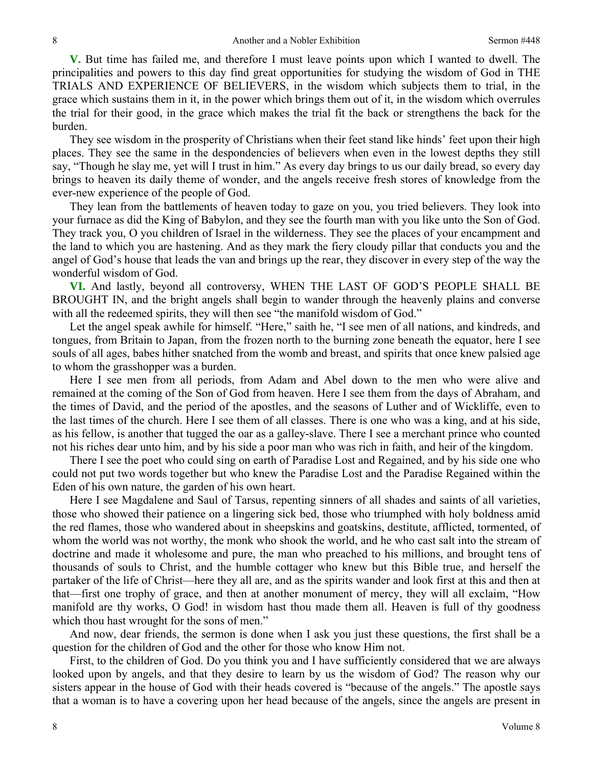**V.** But time has failed me, and therefore I must leave points upon which I wanted to dwell. The principalities and powers to this day find great opportunities for studying the wisdom of God in THE TRIALS AND EXPERIENCE OF BELIEVERS, in the wisdom which subjects them to trial, in the grace which sustains them in it, in the power which brings them out of it, in the wisdom which overrules the trial for their good, in the grace which makes the trial fit the back or strengthens the back for the burden.

They see wisdom in the prosperity of Christians when their feet stand like hinds' feet upon their high places. They see the same in the despondencies of believers when even in the lowest depths they still say, "Though he slay me, yet will I trust in him." As every day brings to us our daily bread, so every day brings to heaven its daily theme of wonder, and the angels receive fresh stores of knowledge from the ever-new experience of the people of God.

They lean from the battlements of heaven today to gaze on you, you tried believers. They look into your furnace as did the King of Babylon, and they see the fourth man with you like unto the Son of God. They track you, O you children of Israel in the wilderness. They see the places of your encampment and the land to which you are hastening. And as they mark the fiery cloudy pillar that conducts you and the angel of God's house that leads the van and brings up the rear, they discover in every step of the way the wonderful wisdom of God.

**VI.** And lastly, beyond all controversy, WHEN THE LAST OF GOD'S PEOPLE SHALL BE BROUGHT IN, and the bright angels shall begin to wander through the heavenly plains and converse with all the redeemed spirits, they will then see "the manifold wisdom of God."

Let the angel speak awhile for himself. "Here," saith he, "I see men of all nations, and kindreds, and tongues, from Britain to Japan, from the frozen north to the burning zone beneath the equator, here I see souls of all ages, babes hither snatched from the womb and breast, and spirits that once knew palsied age to whom the grasshopper was a burden.

Here I see men from all periods, from Adam and Abel down to the men who were alive and remained at the coming of the Son of God from heaven. Here I see them from the days of Abraham, and the times of David, and the period of the apostles, and the seasons of Luther and of Wickliffe, even to the last times of the church. Here I see them of all classes. There is one who was a king, and at his side, as his fellow, is another that tugged the oar as a galley-slave. There I see a merchant prince who counted not his riches dear unto him, and by his side a poor man who was rich in faith, and heir of the kingdom.

There I see the poet who could sing on earth of Paradise Lost and Regained, and by his side one who could not put two words together but who knew the Paradise Lost and the Paradise Regained within the Eden of his own nature, the garden of his own heart.

Here I see Magdalene and Saul of Tarsus, repenting sinners of all shades and saints of all varieties, those who showed their patience on a lingering sick bed, those who triumphed with holy boldness amid the red flames, those who wandered about in sheepskins and goatskins, destitute, afflicted, tormented, of whom the world was not worthy, the monk who shook the world, and he who cast salt into the stream of doctrine and made it wholesome and pure, the man who preached to his millions, and brought tens of thousands of souls to Christ, and the humble cottager who knew but this Bible true, and herself the partaker of the life of Christ—here they all are, and as the spirits wander and look first at this and then at that—first one trophy of grace, and then at another monument of mercy, they will all exclaim, "How manifold are thy works, O God! in wisdom hast thou made them all. Heaven is full of thy goodness which thou hast wrought for the sons of men."

And now, dear friends, the sermon is done when I ask you just these questions, the first shall be a question for the children of God and the other for those who know Him not.

First, to the children of God. Do you think you and I have sufficiently considered that we are always looked upon by angels, and that they desire to learn by us the wisdom of God? The reason why our sisters appear in the house of God with their heads covered is "because of the angels." The apostle says that a woman is to have a covering upon her head because of the angels, since the angels are present in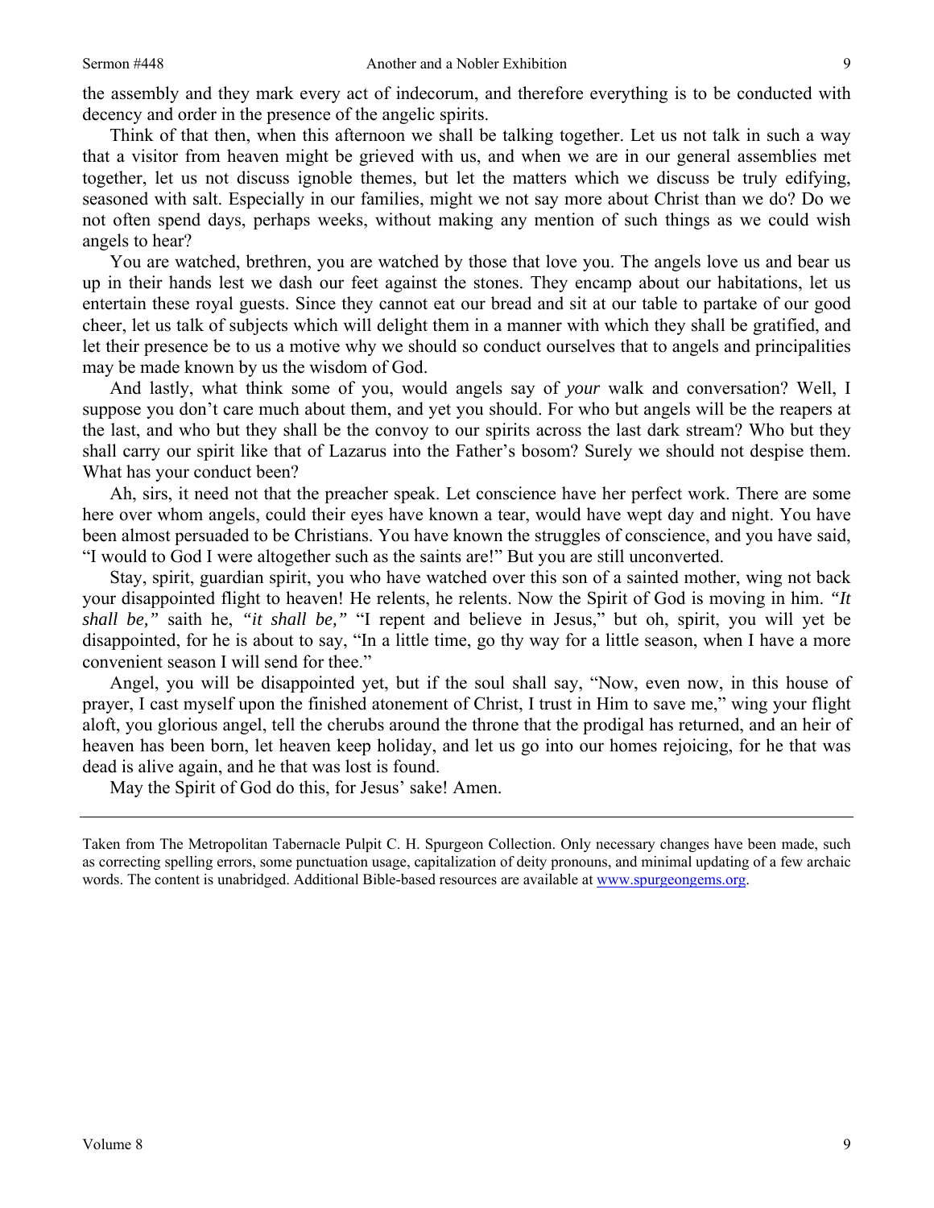the assembly and they mark every act of indecorum, and therefore everything is to be conducted with decency and order in the presence of the angelic spirits.

Think of that then, when this afternoon we shall be talking together. Let us not talk in such a way that a visitor from heaven might be grieved with us, and when we are in our general assemblies met together, let us not discuss ignoble themes, but let the matters which we discuss be truly edifying, seasoned with salt. Especially in our families, might we not say more about Christ than we do? Do we not often spend days, perhaps weeks, without making any mention of such things as we could wish angels to hear?

You are watched, brethren, you are watched by those that love you. The angels love us and bear us up in their hands lest we dash our feet against the stones. They encamp about our habitations, let us entertain these royal guests. Since they cannot eat our bread and sit at our table to partake of our good cheer, let us talk of subjects which will delight them in a manner with which they shall be gratified, and let their presence be to us a motive why we should so conduct ourselves that to angels and principalities may be made known by us the wisdom of God.

And lastly, what think some of you, would angels say of *your* walk and conversation? Well, I suppose you don't care much about them, and yet you should. For who but angels will be the reapers at the last, and who but they shall be the convoy to our spirits across the last dark stream? Who but they shall carry our spirit like that of Lazarus into the Father's bosom? Surely we should not despise them. What has your conduct been?

Ah, sirs, it need not that the preacher speak. Let conscience have her perfect work. There are some here over whom angels, could their eyes have known a tear, would have wept day and night. You have been almost persuaded to be Christians. You have known the struggles of conscience, and you have said, "I would to God I were altogether such as the saints are!" But you are still unconverted.

Stay, spirit, guardian spirit, you who have watched over this son of a sainted mother, wing not back your disappointed flight to heaven! He relents, he relents. Now the Spirit of God is moving in him. *"It shall be,"* saith he, *"it shall be,"* "I repent and believe in Jesus," but oh, spirit, you will yet be disappointed, for he is about to say, "In a little time, go thy way for a little season, when I have a more convenient season I will send for thee."

Angel, you will be disappointed yet, but if the soul shall say, "Now, even now, in this house of prayer, I cast myself upon the finished atonement of Christ, I trust in Him to save me," wing your flight aloft, you glorious angel, tell the cherubs around the throne that the prodigal has returned, and an heir of heaven has been born, let heaven keep holiday, and let us go into our homes rejoicing, for he that was dead is alive again, and he that was lost is found.

May the Spirit of God do this, for Jesus' sake! Amen.

---

Taken from The Metropolitan Tabernacle Pulpit C. H. Spurgeon Collection. Only necessary changes have been made, such as correcting spelling errors, some punctuation usage, capitalization of deity pronouns, and minimal updating of a few archaic words. The content is unabridged. Additional Bible-based resources are available at www.spurgeongems.org.